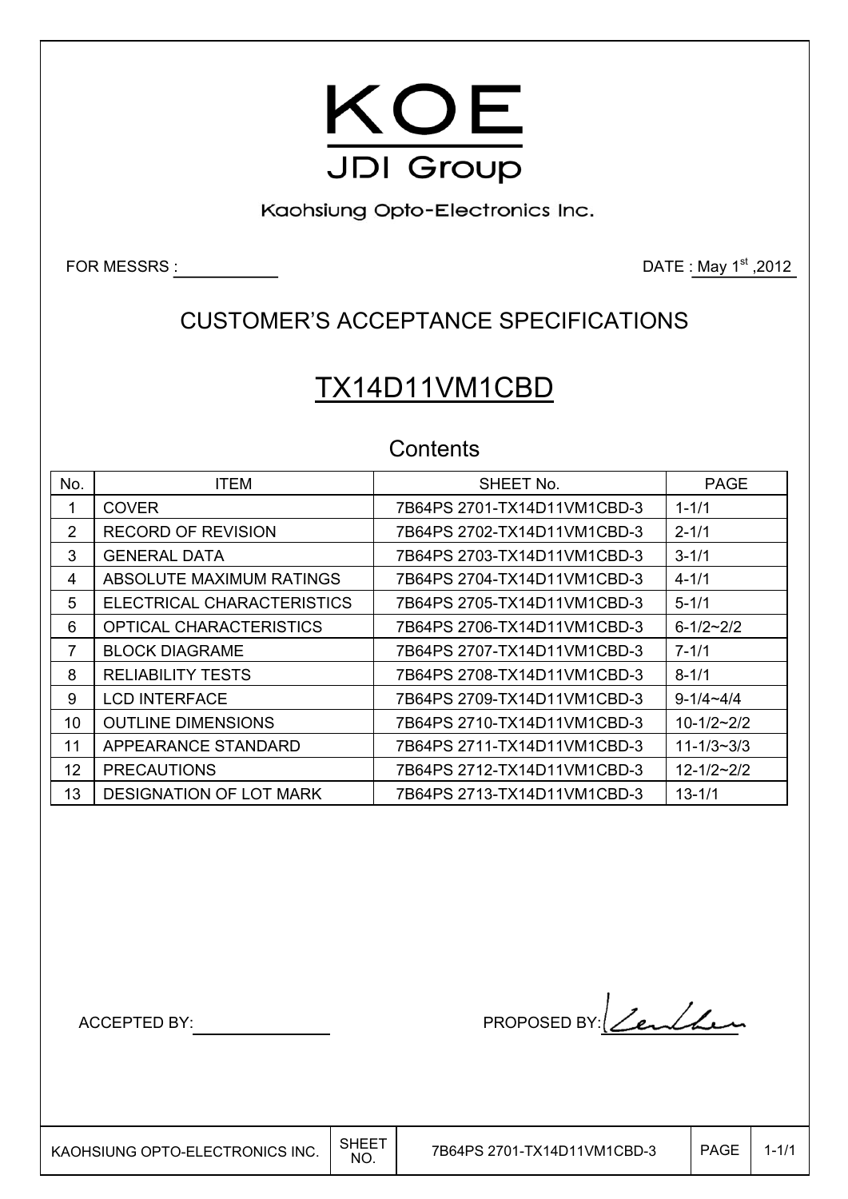# KOE

JDI Group

Kaohsiung Opto-Electronics Inc.

FOR MESSRS :

DATE : May 1st ,2012

## CUSTOMER'S ACCEPTANCE SPECIFICATIONS

# TX14D11VM1CBD

## Contents

| No. | ITEM | SHEET No. | PAGE |
|---|---|---|---|
| 1 | COVER | 7B64PS 2701-TX14D11VM1CBD-3 | 1-1/1 |
| 2 | RECORD OF REVISION | 7B64PS 2702-TX14D11VM1CBD-3 | 2-1/1 |
| 3 | GENERAL DATA | 7B64PS 2703-TX14D11VM1CBD-3 | 3-1/1 |
| 4 | ABSOLUTE MAXIMUM RATINGS | 7B64PS 2704-TX14D11VM1CBD-3 | 4-1/1 |
| 5 | ELECTRICAL CHARACTERISTICS | 7B64PS 2705-TX14D11VM1CBD-3 | 5-1/1 |
| 6 | OPTICAL CHARACTERISTICS | 7B64PS 2706-TX14D11VM1CBD-3 | 6-1/2~2/2 |
| 7 | BLOCK DIAGRAME | 7B64PS 2707-TX14D11VM1CBD-3 | 7-1/1 |
| 8 | RELIABILITY TESTS | 7B64PS 2708-TX14D11VM1CBD-3 | 8-1/1 |
| 9 | LCD INTERFACE | 7B64PS 2709-TX14D11VM1CBD-3 | 9-1/4~4/4 |
| 10 | OUTLINE DIMENSIONS | 7B64PS 2710-TX14D11VM1CBD-3 | 10-1/2~2/2 |
| 11 | APPEARANCE STANDARD | 7B64PS 2711-TX14D11VM1CBD-3 | 11-1/3~3/3 |
| 12 | PRECAUTIONS | 7B64PS 2712-TX14D11VM1CBD-3 | 12-1/2~2/2 |
| 13 | DESIGNATION OF LOT MARK | 7B64PS 2713-TX14D11VM1CBD-3 | 13-1/1 |

ACCEPTED BY:

PROPOSED BY: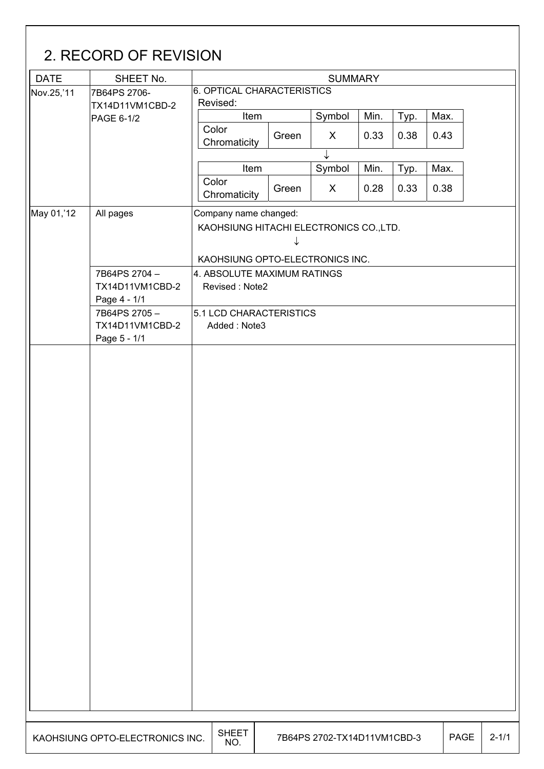## 2. RECORD OF REVISION

| DATE | SHEET No. | SUMMARY |
| --- | --- | --- |
| Nov.25,'11 | 7B64PS 2706-TX14D11VM1CBD-2 PAGE 6-1/2 | 6. OPTICAL CHARACTERISTICS<br>Revised:<br>Item: Color Chromaticity, Green / Symbol: X / Min.: 0.33 / Typ.: 0.38 / Max.: 0.43<br>↓<br>Item: Color Chromaticity, Green / Symbol: X / Min.: 0.28 / Typ.: 0.33 / Max.: 0.38 |
| May 01,'12 | All pages | Company name changed:<br>KAOHSIUNG HITACHI ELECTRONICS CO.,LTD.<br>↓<br>KAOHSIUNG OPTO-ELECTRONICS INC. |
| | 7B64PS 2704 – TX14D11VM1CBD-2 Page 4 - 1/1 | 4. ABSOLUTE MAXIMUM RATINGS<br>Revised : Note2 |
| | 7B64PS 2705 – TX14D11VM1CBD-2 Page 5 - 1/1 | 5.1 LCD CHARACTERISTICS<br>Added : Note3 |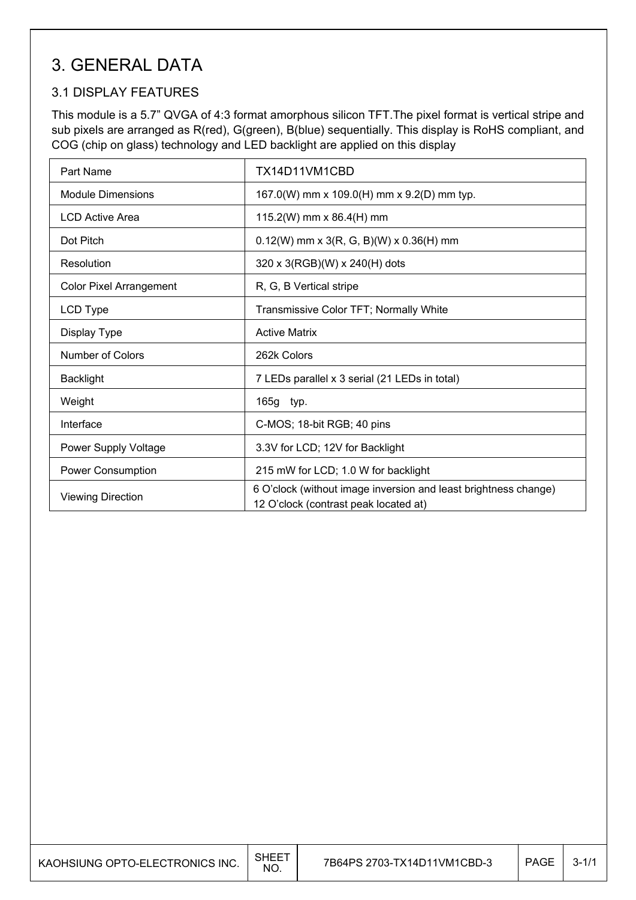# 3. GENERAL DATA

## 3.1 DISPLAY FEATURES

This module is a 5.7" QVGA of 4:3 format amorphous silicon TFT.The pixel format is vertical stripe and sub pixels are arranged as R(red), G(green), B(blue) sequentially. This display is RoHS compliant, and COG (chip on glass) technology and LED backlight are applied on this display

| Part Name | TX14D11VM1CBD |
|---|---|
| Module Dimensions | 167.0(W) mm x 109.0(H) mm x 9.2(D) mm typ. |
| LCD Active Area | 115.2(W) mm x 86.4(H) mm |
| Dot Pitch | 0.12(W) mm x 3(R, G, B)(W) x 0.36(H) mm |
| Resolution | 320 x 3(RGB)(W) x 240(H) dots |
| Color Pixel Arrangement | R, G, B Vertical stripe |
| LCD Type | Transmissive Color TFT; Normally White |
| Display Type | Active Matrix |
| Number of Colors | 262k Colors |
| Backlight | 7 LEDs parallel x 3 serial (21 LEDs in total) |
| Weight | 165g typ. |
| Interface | C-MOS; 18-bit RGB; 40 pins |
| Power Supply Voltage | 3.3V for LCD; 12V for Backlight |
| Power Consumption | 215 mW for LCD; 1.0 W for backlight |
| Viewing Direction | 6 O'clock (without image inversion and least brightness change)<br>12 O'clock (contrast peak located at) |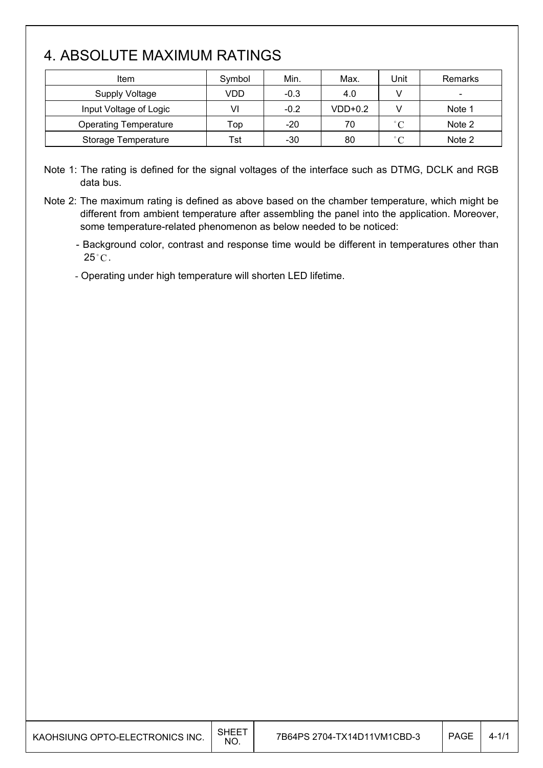# 4. ABSOLUTE MAXIMUM RATINGS

| Item | Symbol | Min. | Max. | Unit | Remarks |
|---|---|---|---|---|---|
| Supply Voltage | VDD | -0.3 | 4.0 | V | - |
| Input Voltage of Logic | VI | -0.2 | VDD+0.2 | V | Note 1 |
| Operating Temperature | Top | -20 | 70 | °C | Note 2 |
| Storage Temperature | Tst | -30 | 80 | °C | Note 2 |

Note 1: The rating is defined for the signal voltages of the interface such as DTMG, DCLK and RGB data bus.

Note 2: The maximum rating is defined as above based on the chamber temperature, which might be different from ambient temperature after assembling the panel into the application. Moreover, some temperature-related phenomenon as below needed to be noticed:

- Background color, contrast and response time would be different in temperatures other than 25°C.
- Operating under high temperature will shorten LED lifetime.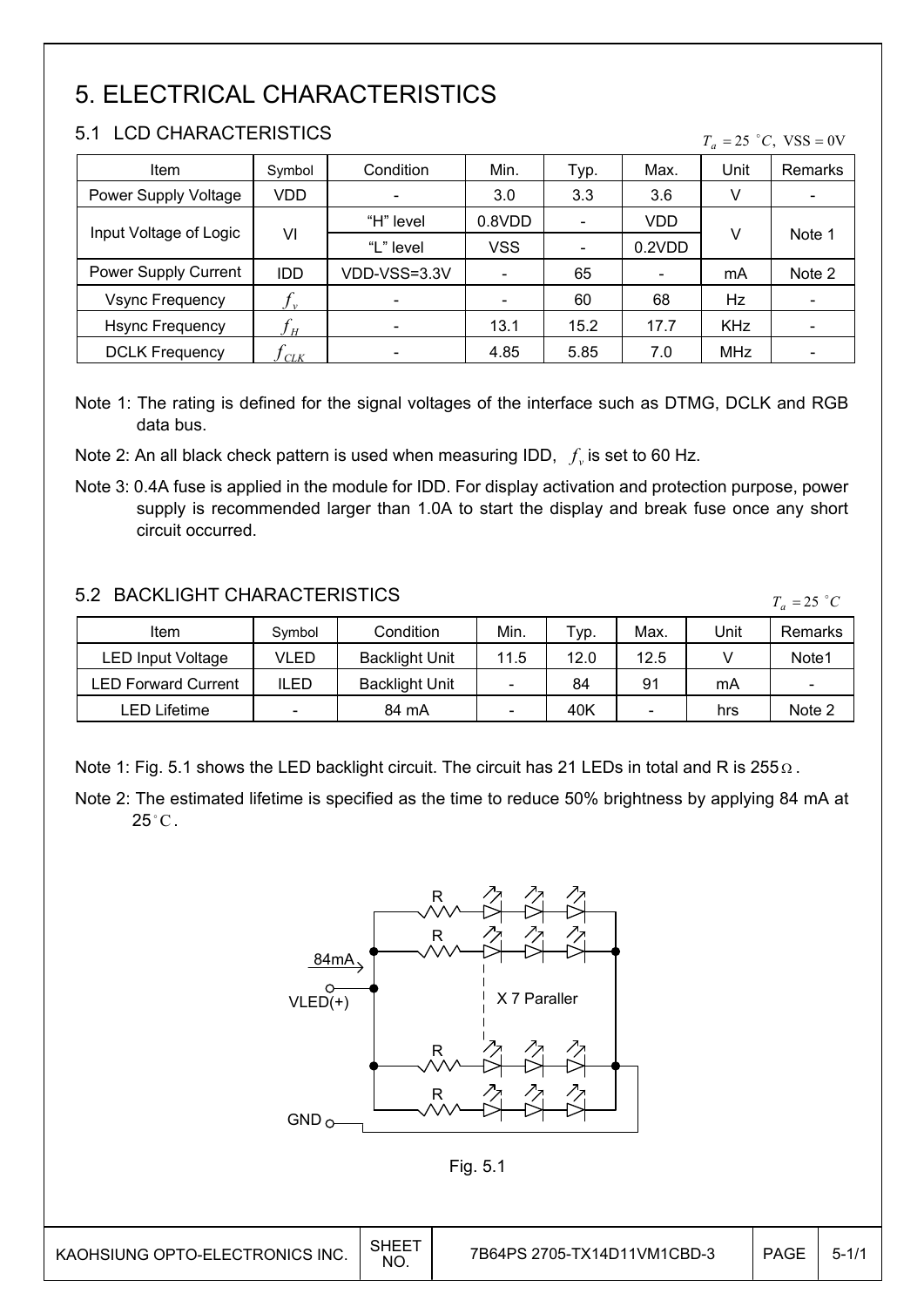# 5. ELECTRICAL CHARACTERISTICS

## 5.1 LCD CHARACTERISTICS

$T_a = 25\ ^\circ C,\ VSS = 0V$

| Item | Symbol | Condition | Min. | Typ. | Max. | Unit | Remarks |
|---|---|---|---|---|---|---|---|
| Power Supply Voltage | VDD | - | 3.0 | 3.3 | 3.6 | V | - |
| Input Voltage of Logic | VI | "H" level | 0.8VDD | - | VDD | V | Note 1 |
| | | "L" level | VSS | - | 0.2VDD | | |
| Power Supply Current | IDD | VDD-VSS=3.3V | - | 65 | - | mA | Note 2 |
| Vsync Frequency | $f_v$ | - | - | 60 | 68 | Hz | - |
| Hsync Frequency | $f_H$ | - | 13.1 | 15.2 | 17.7 | KHz | - |
| DCLK Frequency | $f_{CLK}$ | - | 4.85 | 5.85 | 7.0 | MHz | - |

Note 1: The rating is defined for the signal voltages of the interface such as DTMG, DCLK and RGB data bus.

Note 2: An all black check pattern is used when measuring IDD, $f_v$ is set to 60 Hz.

Note 3: 0.4A fuse is applied in the module for IDD. For display activation and protection purpose, power supply is recommended larger than 1.0A to start the display and break fuse once any short circuit occurred.

## 5.2 BACKLIGHT CHARACTERISTICS

$T_a = 25\ ^\circ C$

| Item | Symbol | Condition | Min. | Typ. | Max. | Unit | Remarks |
|---|---|---|---|---|---|---|---|
| LED Input Voltage | VLED | Backlight Unit | 11.5 | 12.0 | 12.5 | V | Note1 |
| LED Forward Current | ILED | Backlight Unit | - | 84 | 91 | mA | - |
| LED Lifetime | - | 84 mA | - | 40K | - | hrs | Note 2 |

Note 1: Fig. 5.1 shows the LED backlight circuit. The circuit has 21 LEDs in total and R is 255$\Omega$.

Note 2: The estimated lifetime is specified as the time to reduce 50% brightness by applying 84 mA at 25$^\circ$C.

84mA

VLED(+)

X 7 Paraller

GND

Fig. 5.1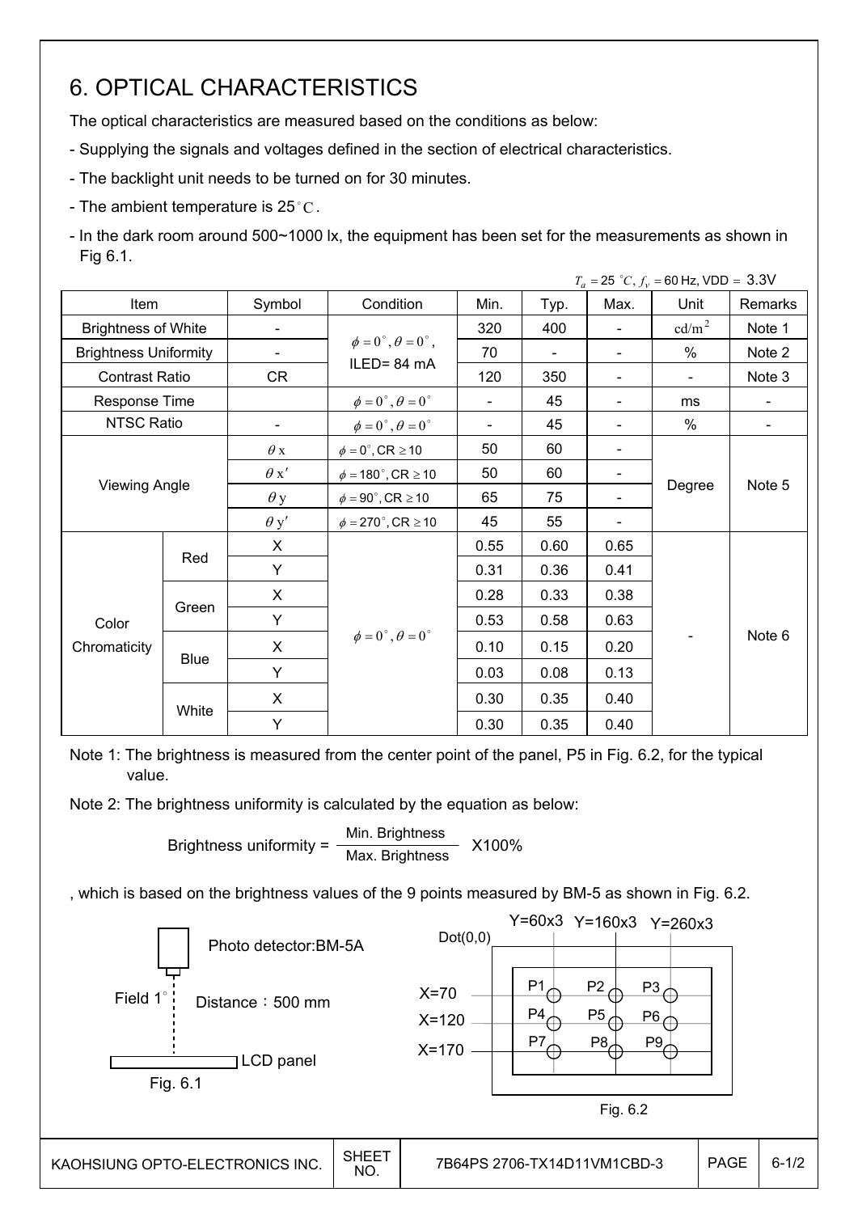# 6. OPTICAL CHARACTERISTICS

The optical characteristics are measured based on the conditions as below:

- Supplying the signals and voltages defined in the section of electrical characteristics.
- The backlight unit needs to be turned on for 30 minutes.
- The ambient temperature is 25 °C.
- In the dark room around 500~1000 lx, the equipment has been set for the measurements as shown in Fig 6.1.

$T_a = 25$ °C, $f_v = 60$ Hz, VDD = 3.3V

| Item | | Symbol | Condition | Min. | Typ. | Max. | Unit | Remarks |
|---|---|---|---|---|---|---|---|---|
| Brightness of White | | - | $\phi = 0°, \theta = 0°$, ILED= 84 mA | 320 | 400 | - | cd/m² | Note 1 |
| Brightness Uniformity | | - | | 70 | - | - | % | Note 2 |
| Contrast Ratio | | CR | | 120 | 350 | - | - | Note 3 |
| Response Time | | | $\phi = 0°, \theta = 0°$ | - | 45 | - | ms | - |
| NTSC Ratio | | - | $\phi = 0°, \theta = 0°$ | - | 45 | - | % | - |
| Viewing Angle | | $\theta x$ | $\phi = 0°$, CR ≥ 10 | 50 | 60 | - | Degree | Note 5 |
| | | $\theta x'$ | $\phi = 180°$, CR ≥ 10 | 50 | 60 | - | | |
| | | $\theta y$ | $\phi = 90°$, CR ≥ 10 | 65 | 75 | - | | |
| | | $\theta y'$ | $\phi = 270°$, CR ≥ 10 | 45 | 55 | - | | |
| Color Chromaticity | Red | X | $\phi = 0°, \theta = 0°$ | 0.55 | 0.60 | 0.65 | - | Note 6 |
| | | Y | | 0.31 | 0.36 | 0.41 | | |
| | Green | X | | 0.28 | 0.33 | 0.38 | | |
| | | Y | | 0.53 | 0.58 | 0.63 | | |
| | Blue | X | | 0.10 | 0.15 | 0.20 | | |
| | | Y | | 0.03 | 0.08 | 0.13 | | |
| | White | X | | 0.30 | 0.35 | 0.40 | | |
| | | Y | | 0.30 | 0.35 | 0.40 | | |

Note 1: The brightness is measured from the center point of the panel, P5 in Fig. 6.2, for the typical value.

Note 2: The brightness uniformity is calculated by the equation as below:

$$\text{Brightness uniformity} = \frac{\text{Min. Brightness}}{\text{Max. Brightness}} \times 100\%$$

, which is based on the brightness values of the 9 points measured by BM-5 as shown in Fig. 6.2.

Photo detector:BM-5A

Field 1°

Distance：500 mm

LCD panel

Fig. 6.1

Dot(0,0)

Y=60x3 Y=160x3 Y=260x3

X=70: P1 P2 P3

X=120: P4 P5 P6

X=170: P7 P8 P9

Fig. 6.2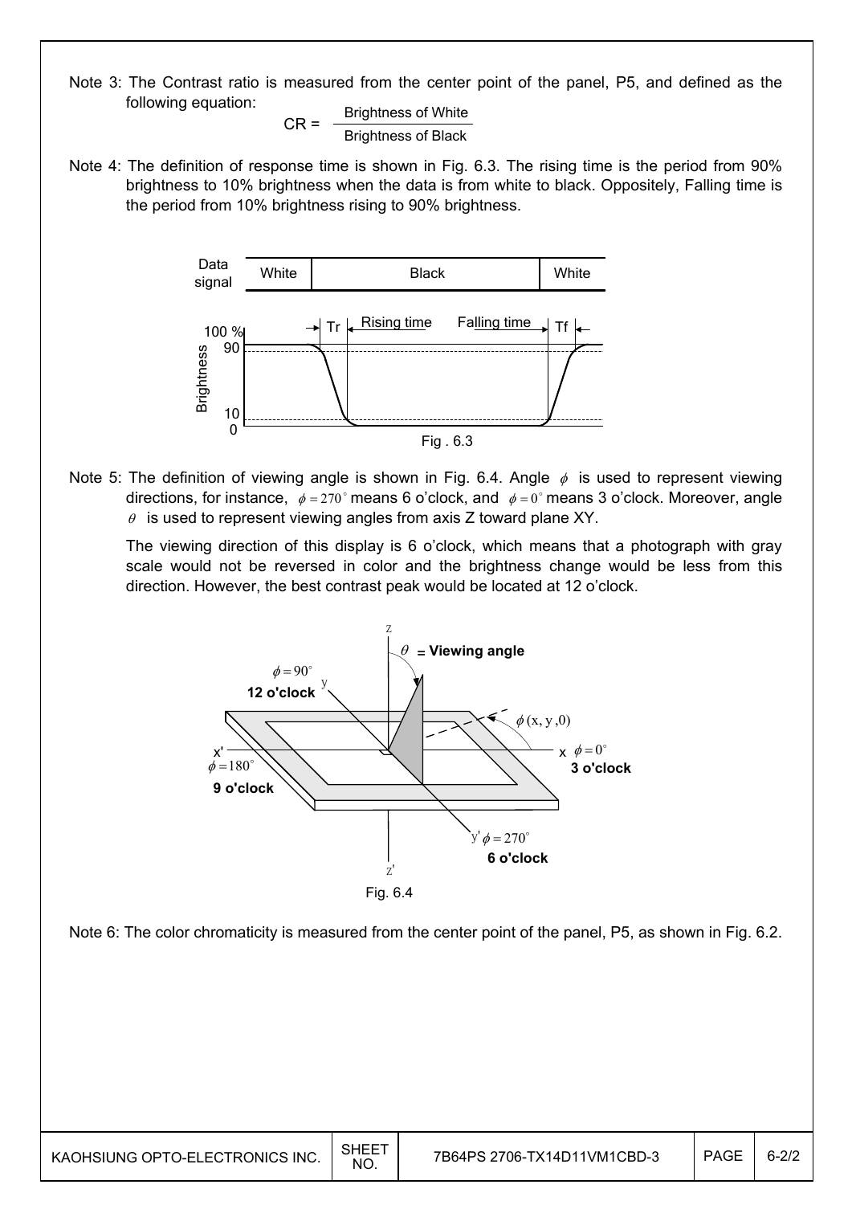Note 3: The Contrast ratio is measured from the center point of the panel, P5, and defined as the following equation:

$$CR = \frac{\text{Brightness of White}}{\text{Brightness of Black}}$$

Note 4: The definition of response time is shown in Fig. 6.3. The rising time is the period from 90% brightness to 10% brightness when the data is from white to black. Oppositely, Falling time is the period from 10% brightness rising to 90% brightness.

Fig . 6.3

Note 5: The definition of viewing angle is shown in Fig. 6.4. Angle $\phi$ is used to represent viewing directions, for instance, $\phi = 270^\circ$ means 6 o'clock, and $\phi = 0^\circ$ means 3 o'clock. Moreover, angle $\theta$ is used to represent viewing angles from axis Z toward plane XY.

The viewing direction of this display is 6 o'clock, which means that a photograph with gray scale would not be reversed in color and the brightness change would be less from this direction. However, the best contrast peak would be located at 12 o'clock.

Fig. 6.4

Note 6: The color chromaticity is measured from the center point of the panel, P5, as shown in Fig. 6.2.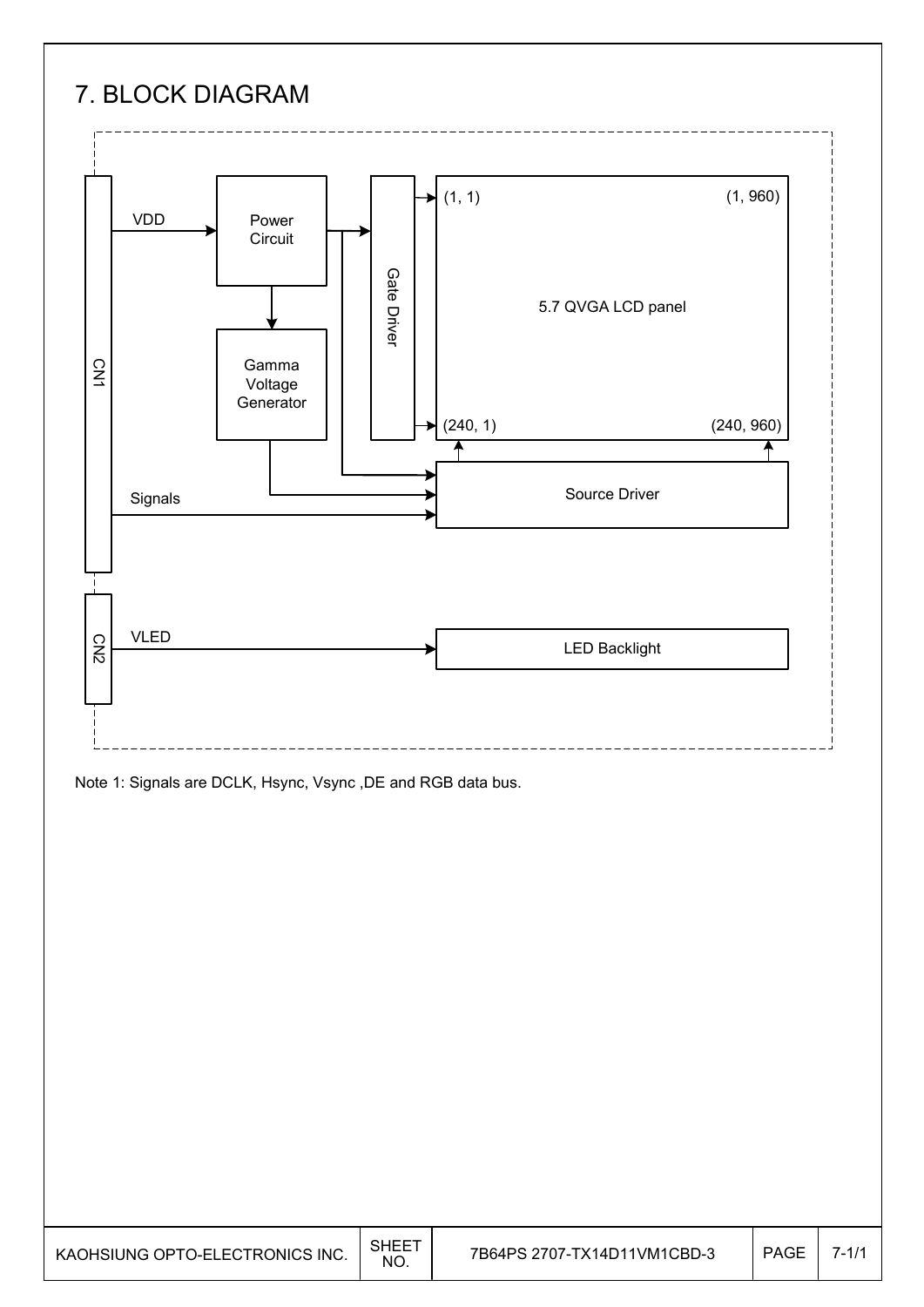# 7. BLOCK DIAGRAM

CN1

VDD

Power Circuit

Gamma Voltage Generator

Gate Driver

(1, 1)

(1, 960)

5.7 QVGA LCD panel

(240, 1)

(240, 960)

Signals

Source Driver

CN2

VLED

LED Backlight

Note 1: Signals are DCLK, Hsync, Vsync ,DE and RGB data bus.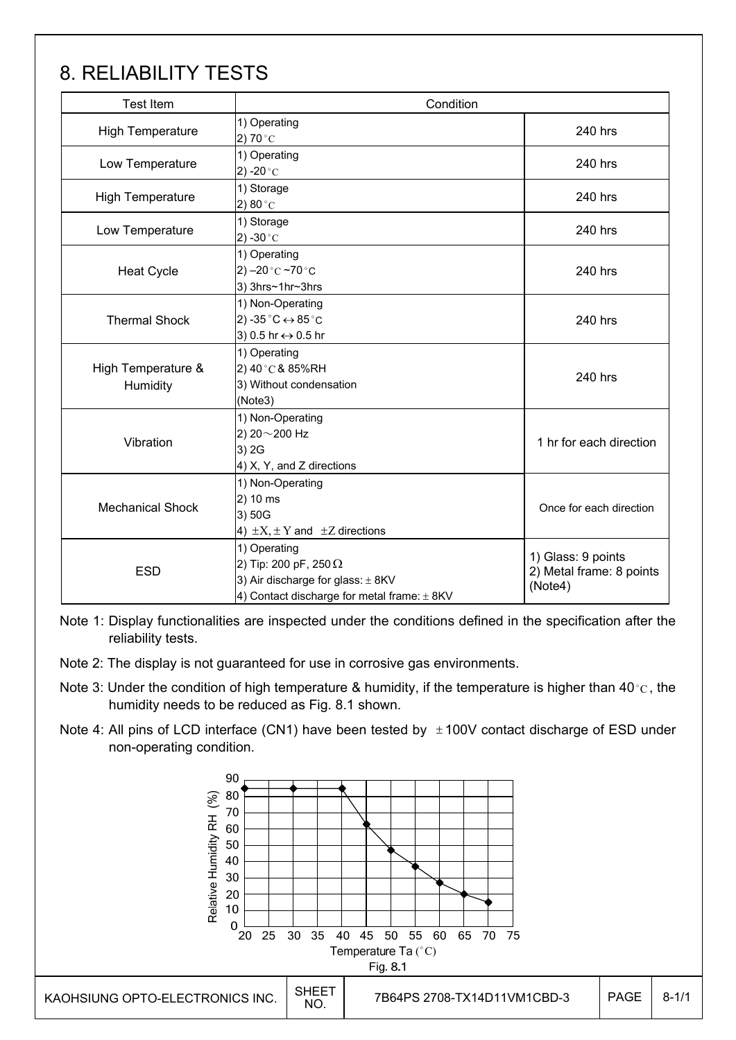// 8. RELIABILITY TESTS

| Test Item | Condition | |
|---|---|---|
| High Temperature | 1) Operating<br>2) 70°C | 240 hrs |
| Low Temperature | 1) Operating<br>2) -20°C | 240 hrs |
| High Temperature | 1) Storage<br>2) 80°C | 240 hrs |
| Low Temperature | 1) Storage<br>2) -30°C | 240 hrs |
| Heat Cycle | 1) Operating<br>2) –20°C ~70°C<br>3) 3hrs~1hr~3hrs | 240 hrs |
| Thermal Shock | 1) Non-Operating<br>2) -35°C ↔ 85°C<br>3) 0.5 hr ↔ 0.5 hr | 240 hrs |
| High Temperature & Humidity | 1) Operating<br>2) 40°C & 85%RH<br>3) Without condensation<br>(Note3) | 240 hrs |
| Vibration | 1) Non-Operating<br>2) 20～200 Hz<br>3) 2G<br>4) X, Y, and Z directions | 1 hr for each direction |
| Mechanical Shock | 1) Non-Operating<br>2) 10 ms<br>3) 50G<br>4) ±X, ±Y and ±Z directions | Once for each direction |
| ESD | 1) Operating<br>2) Tip: 200 pF, 250 Ω<br>3) Air discharge for glass: ± 8KV<br>4) Contact discharge for metal frame: ± 8KV | 1) Glass: 9 points<br>2) Metal frame: 8 points<br>(Note4) |

Note 1: Display functionalities are inspected under the conditions defined in the specification after the reliability tests.

Note 2: The display is not guaranteed for use in corrosive gas environments.

Note 3: Under the condition of high temperature & humidity, if the temperature is higher than 40°C, the humidity needs to be reduced as Fig. 8.1 shown.

Note 4: All pins of LCD interface (CN1) have been tested by ±100V contact discharge of ESD under non-operating condition.

Fig. 8.1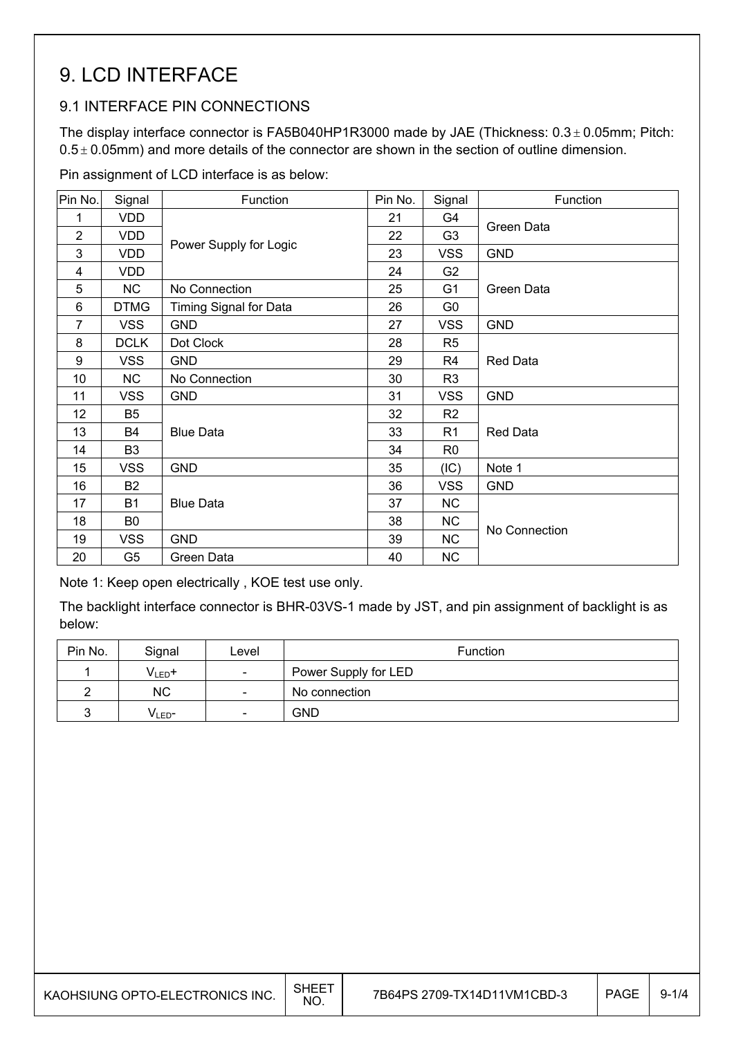# 9. LCD INTERFACE

## 9.1 INTERFACE PIN CONNECTIONS

The display interface connector is FA5B040HP1R3000 made by JAE (Thickness: 0.3 ± 0.05mm; Pitch: 0.5 ± 0.05mm) and more details of the connector are shown in the section of outline dimension.

Pin assignment of LCD interface is as below:

| Pin No. | Signal | Function | Pin No. | Signal | Function |
|---|---|---|---|---|---|
| 1 | VDD | Power Supply for Logic | 21 | G4 | Green Data |
| 2 | VDD | | 22 | G3 | |
| 3 | VDD | | 23 | VSS | GND |
| 4 | VDD | | 24 | G2 | Green Data |
| 5 | NC | No Connection | 25 | G1 | |
| 6 | DTMG | Timing Signal for Data | 26 | G0 | |
| 7 | VSS | GND | 27 | VSS | GND |
| 8 | DCLK | Dot Clock | 28 | R5 | Red Data |
| 9 | VSS | GND | 29 | R4 | |
| 10 | NC | No Connection | 30 | R3 | |
| 11 | VSS | GND | 31 | VSS | GND |
| 12 | B5 | Blue Data | 32 | R2 | Red Data |
| 13 | B4 | | 33 | R1 | |
| 14 | B3 | | 34 | R0 | |
| 15 | VSS | GND | 35 | (IC) | Note 1 |
| 16 | B2 | Blue Data | 36 | VSS | GND |
| 17 | B1 | | 37 | NC | No Connection |
| 18 | B0 | | 38 | NC | |
| 19 | VSS | GND | 39 | NC | |
| 20 | G5 | Green Data | 40 | NC | |

Note 1: Keep open electrically , KOE test use only.

The backlight interface connector is BHR-03VS-1 made by JST, and pin assignment of backlight is as below:

| Pin No. | Signal | Level | Function |
|---|---|---|---|
| 1 | $V_{LED}$+ | - | Power Supply for LED |
| 2 | NC | - | No connection |
| 3 | $V_{LED}$- | - | GND |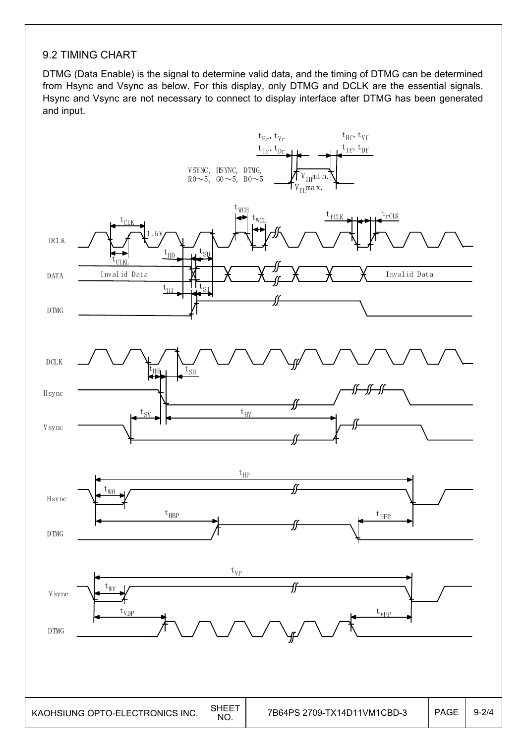## 9.2 TIMING CHART

DTMG (Data Enable) is the signal to determine valid data, and the timing of DTMG can be determined from Hsync and Vsync as below. For this display, only DTMG and DCLK are the essential signals. Hsync and Vsync are not necessary to connect to display interface after DTMG has been generated and input.

$t_{Hr}, t_{Vr}$ $t_{Hf}, t_{Vf}$

$t_{Ir}, t_{Dr}$ $t_{If}, t_{Df}$

VSYNC, HSYNC, DTMG, R0～5, G0～5, B0～5

$V_{IH}$min.

$V_{IL}$max.

DCLK $t_{CLK}$ 1.5V $t_{CLKL}$ $t_{WCH}$ $t_{WCL}$ $t_{fCLK}$ $t_{rCLK}$

DATA Invalid Data $t_{HD}$ $t_{SD}$ Invalid Data

DTMG $t_{HI}$ $t_{SI}$

DCLK $t_{HH}$ $t_{SH}$

Hsync

Vsync $t_{SV}$ $t_{HV}$

Hsync $t_{HP}$ $t_{WH}$

DTMG $t_{HBP}$ $t_{HFP}$

Vsync $t_{VP}$ $t_{WV}$

DTMG $t_{VBP}$ $t_{VFP}$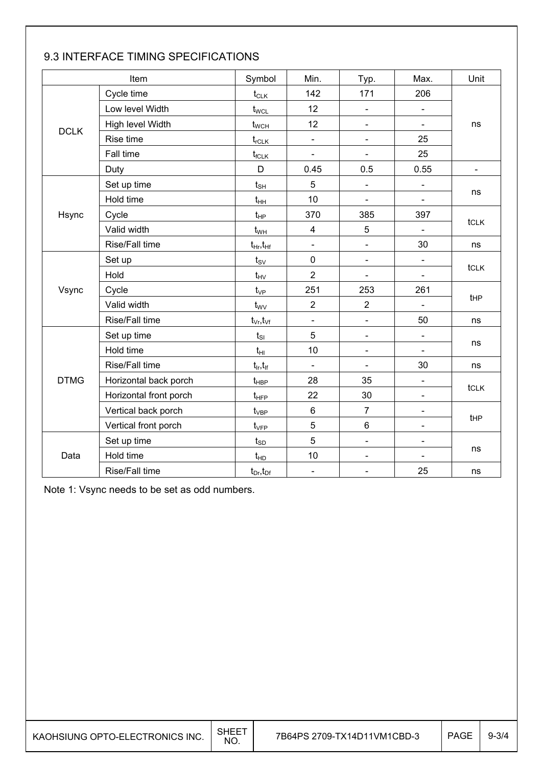## 9.3 INTERFACE TIMING SPECIFICATIONS

| Item | | Symbol | Min. | Typ. | Max. | Unit |
|---|---|---|---|---|---|---|
| DCLK | Cycle time | $t_{CLK}$ | 142 | 171 | 206 | ns |
| | Low level Width | $t_{WCL}$ | 12 | - | - | |
| | High level Width | $t_{WCH}$ | 12 | - | - | |
| | Rise time | $t_{rCLK}$ | - | - | 25 | |
| | Fall time | $t_{fCLK}$ | - | - | 25 | |
| | Duty | D | 0.45 | 0.5 | 0.55 | - |
| Hsync | Set up time | $t_{SH}$ | 5 | - | - | ns |
| | Hold time | $t_{HH}$ | 10 | - | - | |
| | Cycle | $t_{HP}$ | 370 | 385 | 397 | tCLK |
| | Valid width | $t_{WH}$ | 4 | 5 | - | |
| | Rise/Fall time | $t_{Hr}$,$t_{Hf}$ | - | - | 30 | ns |
| Vsync | Set up | $t_{SV}$ | 0 | - | - | tCLK |
| | Hold | $t_{HV}$ | 2 | - | - | |
| | Cycle | $t_{VP}$ | 251 | 253 | 261 | tHP |
| | Valid width | $t_{WV}$ | 2 | 2 | - | |
| | Rise/Fall time | $t_{Vr}$,$t_{Vf}$ | - | - | 50 | ns |
| DTMG | Set up time | $t_{SI}$ | 5 | - | - | ns |
| | Hold time | $t_{HI}$ | 10 | - | - | |
| | Rise/Fall time | $t_{Ir}$,$t_{If}$ | - | - | 30 | ns |
| | Horizontal back porch | $t_{HBP}$ | 28 | 35 | - | tCLK |
| | Horizontal front porch | $t_{HFP}$ | 22 | 30 | - | |
| | Vertical back porch | $t_{VBP}$ | 6 | 7 | - | tHP |
| | Vertical front porch | $t_{VFP}$ | 5 | 6 | - | |
| Data | Set up time | $t_{SD}$ | 5 | - | - | ns |
| | Hold time | $t_{HD}$ | 10 | - | - | |
| | Rise/Fall time | $t_{Dr}$,$t_{Df}$ | - | - | 25 | ns |

Note 1: Vsync needs to be set as odd numbers.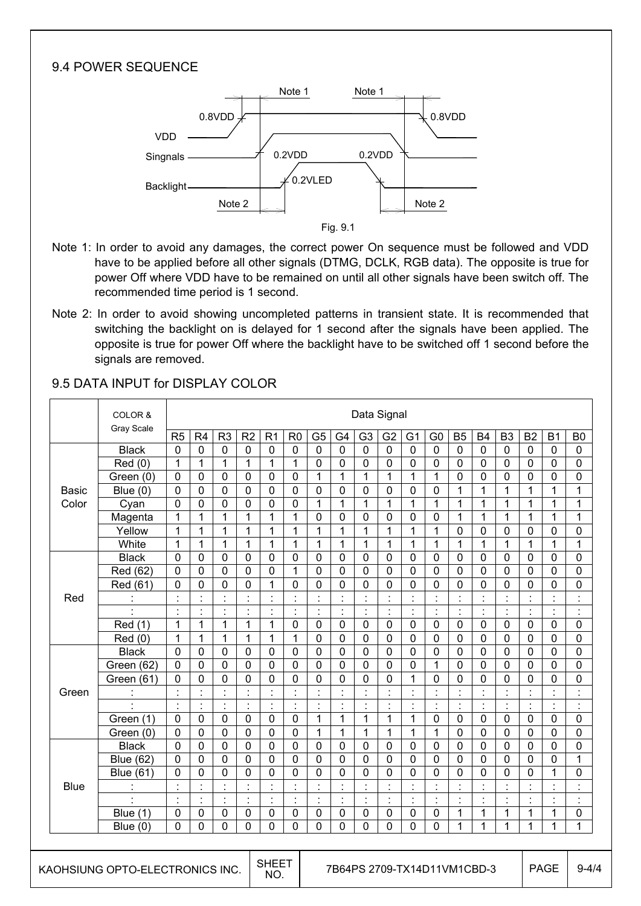## 9.4 POWER SEQUENCE

Fig. 9.1

Note 1: In order to avoid any damages, the correct power On sequence must be followed and VDD have to be applied before all other signals (DTMG, DCLK, RGB data). The opposite is true for power Off where VDD have to be remained on until all other signals have been switch off. The recommended time period is 1 second.

Note 2: In order to avoid showing uncompleted patterns in transient state. It is recommended that switching the backlight on is delayed for 1 second after the signals have been applied. The opposite is true for power Off where the backlight have to be switched off 1 second before the signals are removed.

## 9.5 DATA INPUT for DISPLAY COLOR

| | COLOR & Gray Scale | Data Signal | | | | | | | | | | | | | | | | | |
|---|---|---|---|---|---|---|---|---|---|---|---|---|---|---|---|---|---|---|---|
| | | R5 | R4 | R3 | R2 | R1 | R0 | G5 | G4 | G3 | G2 | G1 | G0 | B5 | B4 | B3 | B2 | B1 | B0 |
| Basic Color | Black | 0 | 0 | 0 | 0 | 0 | 0 | 0 | 0 | 0 | 0 | 0 | 0 | 0 | 0 | 0 | 0 | 0 | 0 |
| | Red (0) | 1 | 1 | 1 | 1 | 1 | 1 | 0 | 0 | 0 | 0 | 0 | 0 | 0 | 0 | 0 | 0 | 0 | 0 |
| | Green (0) | 0 | 0 | 0 | 0 | 0 | 0 | 1 | 1 | 1 | 1 | 1 | 1 | 0 | 0 | 0 | 0 | 0 | 0 |
| | Blue (0) | 0 | 0 | 0 | 0 | 0 | 0 | 0 | 0 | 0 | 0 | 0 | 0 | 1 | 1 | 1 | 1 | 1 | 1 |
| | Cyan | 0 | 0 | 0 | 0 | 0 | 0 | 1 | 1 | 1 | 1 | 1 | 1 | 1 | 1 | 1 | 1 | 1 | 1 |
| | Magenta | 1 | 1 | 1 | 1 | 1 | 1 | 0 | 0 | 0 | 0 | 0 | 0 | 1 | 1 | 1 | 1 | 1 | 1 |
| | Yellow | 1 | 1 | 1 | 1 | 1 | 1 | 1 | 1 | 1 | 1 | 1 | 1 | 0 | 0 | 0 | 0 | 0 | 0 |
| | White | 1 | 1 | 1 | 1 | 1 | 1 | 1 | 1 | 1 | 1 | 1 | 1 | 1 | 1 | 1 | 1 | 1 | 1 |
| Red | Black | 0 | 0 | 0 | 0 | 0 | 0 | 0 | 0 | 0 | 0 | 0 | 0 | 0 | 0 | 0 | 0 | 0 | 0 |
| | Red (62) | 0 | 0 | 0 | 0 | 0 | 1 | 0 | 0 | 0 | 0 | 0 | 0 | 0 | 0 | 0 | 0 | 0 | 0 |
| | Red (61) | 0 | 0 | 0 | 0 | 1 | 0 | 0 | 0 | 0 | 0 | 0 | 0 | 0 | 0 | 0 | 0 | 0 | 0 |
| | : | : | : | : | : | : | : | : | : | : | : | : | : | : | : | : | : | : | : |
| | : | : | : | : | : | : | : | : | : | : | : | : | : | : | : | : | : | : | : |
| | Red (1) | 1 | 1 | 1 | 1 | 1 | 0 | 0 | 0 | 0 | 0 | 0 | 0 | 0 | 0 | 0 | 0 | 0 | 0 |
| | Red (0) | 1 | 1 | 1 | 1 | 1 | 1 | 0 | 0 | 0 | 0 | 0 | 0 | 0 | 0 | 0 | 0 | 0 | 0 |
| Green | Black | 0 | 0 | 0 | 0 | 0 | 0 | 0 | 0 | 0 | 0 | 0 | 0 | 0 | 0 | 0 | 0 | 0 | 0 |
| | Green (62) | 0 | 0 | 0 | 0 | 0 | 0 | 0 | 0 | 0 | 0 | 0 | 1 | 0 | 0 | 0 | 0 | 0 | 0 |
| | Green (61) | 0 | 0 | 0 | 0 | 0 | 0 | 0 | 0 | 0 | 0 | 1 | 0 | 0 | 0 | 0 | 0 | 0 | 0 |
| | : | : | : | : | : | : | : | : | : | : | : | : | : | : | : | : | : | : | : |
| | : | : | : | : | : | : | : | : | : | : | : | : | : | : | : | : | : | : | : |
| | Green (1) | 0 | 0 | 0 | 0 | 0 | 0 | 1 | 1 | 1 | 1 | 1 | 0 | 0 | 0 | 0 | 0 | 0 | 0 |
| | Green (0) | 0 | 0 | 0 | 0 | 0 | 0 | 1 | 1 | 1 | 1 | 1 | 1 | 0 | 0 | 0 | 0 | 0 | 0 |
| Blue | Black | 0 | 0 | 0 | 0 | 0 | 0 | 0 | 0 | 0 | 0 | 0 | 0 | 0 | 0 | 0 | 0 | 0 | 0 |
| | Blue (62) | 0 | 0 | 0 | 0 | 0 | 0 | 0 | 0 | 0 | 0 | 0 | 0 | 0 | 0 | 0 | 0 | 0 | 1 |
| | Blue (61) | 0 | 0 | 0 | 0 | 0 | 0 | 0 | 0 | 0 | 0 | 0 | 0 | 0 | 0 | 0 | 0 | 1 | 0 |
| | : | : | : | : | : | : | : | : | : | : | : | : | : | : | : | : | : | : | : |
| | : | : | : | : | : | : | : | : | : | : | : | : | : | : | : | : | : | : | : |
| | Blue (1) | 0 | 0 | 0 | 0 | 0 | 0 | 0 | 0 | 0 | 0 | 0 | 0 | 1 | 1 | 1 | 1 | 1 | 0 |
| | Blue (0) | 0 | 0 | 0 | 0 | 0 | 0 | 0 | 0 | 0 | 0 | 0 | 0 | 1 | 1 | 1 | 1 | 1 | 1 |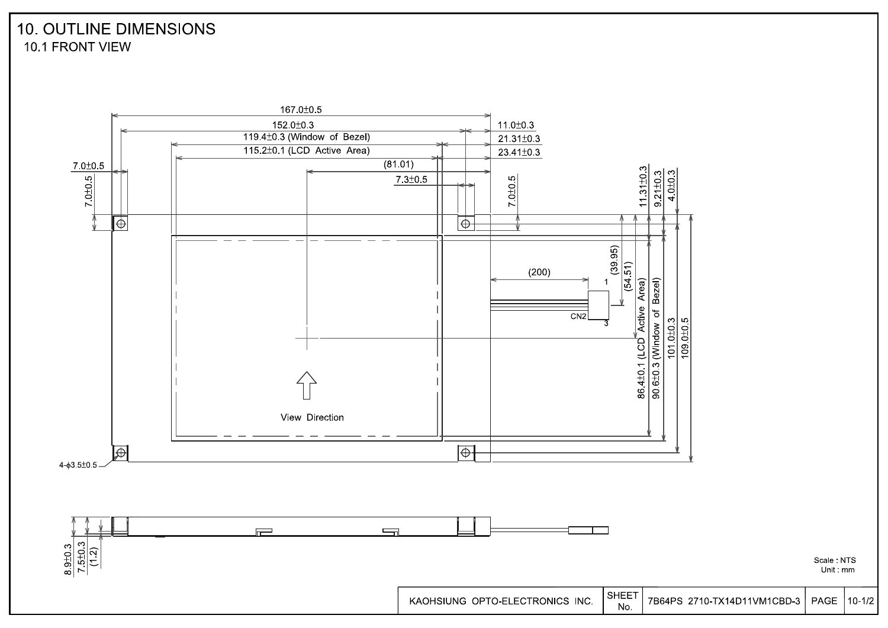# 10. OUTLINE DIMENSIONS

## 10.1 FRONT VIEW

167.0±0.5

152.0±0.3

119.4±0.3 (Window of Bezel)

115.2±0.1 (LCD Active Area)

(81.01)

7.3±0.5

11.0±0.3

21.31±0.3

23.41±0.3

7.0±0.5

7.0±0.5

7.0±0.5

11.31±0.3

9.21±0.3

4.0±0.3

(39.95)

(54.51)

(200)

1

CN2

3

86.4±0.1 (LCD Active Area)

90.6±0.3 (Window of Bezel)

101.0±0.3

109.0±0.5

View Direction

4-ϕ3.5±0.5

8.9±0.3

7.5±0.3

(1.2)

Scale : NTS
Unit : mm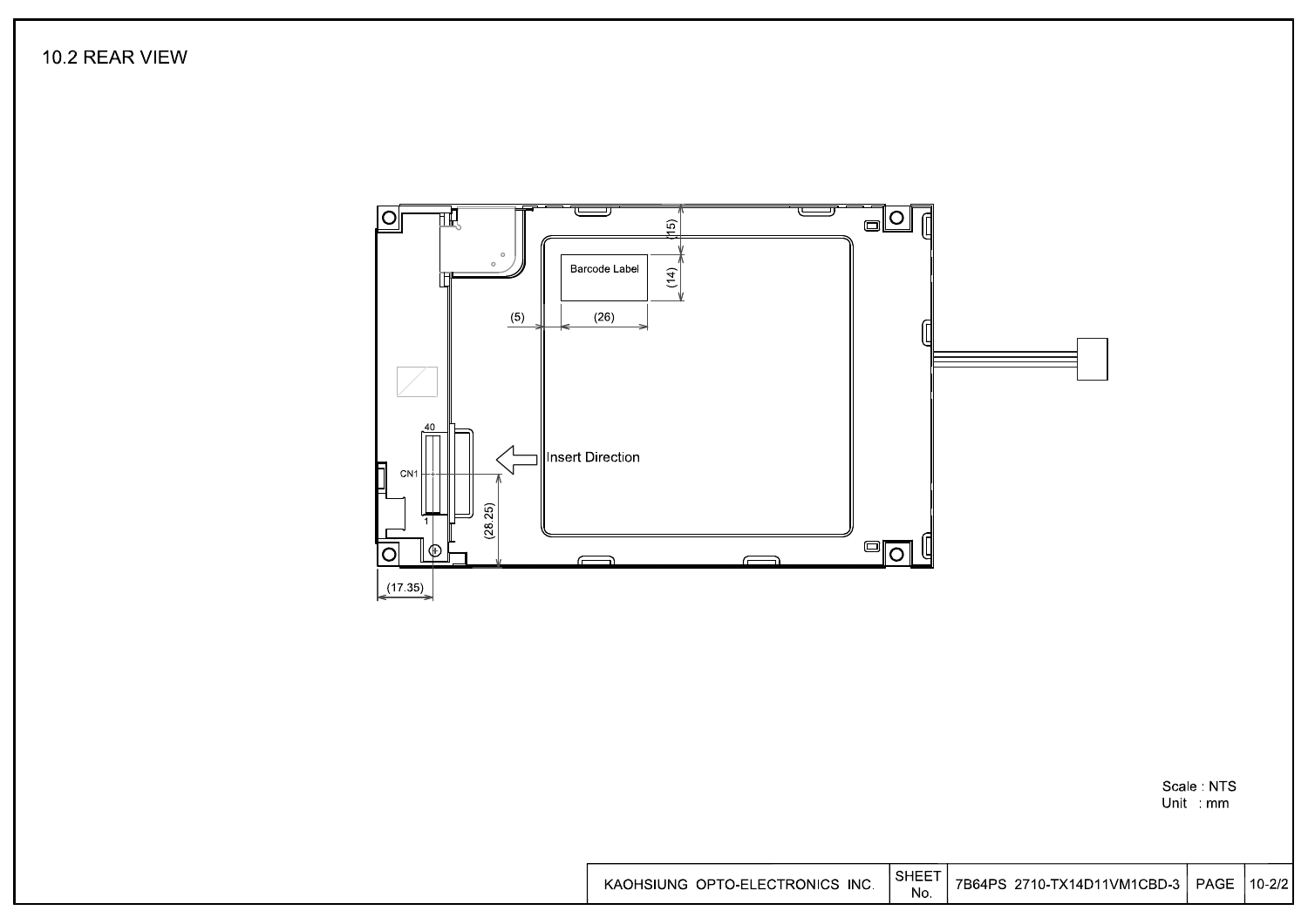## 10.2 REAR VIEW

Barcode Label

(15)

(14)

(5)

(26)

40

CN1

1

Insert Direction

(28.25)

(17.35)

Scale : NTS
Unit : mm

| KAOHSIUNG OPTO-ELECTRONICS INC. | SHEET No. | 7B64PS 2710-TX14D11VM1CBD-3 | PAGE | 10-2/2 |
|---|---|---|---|---|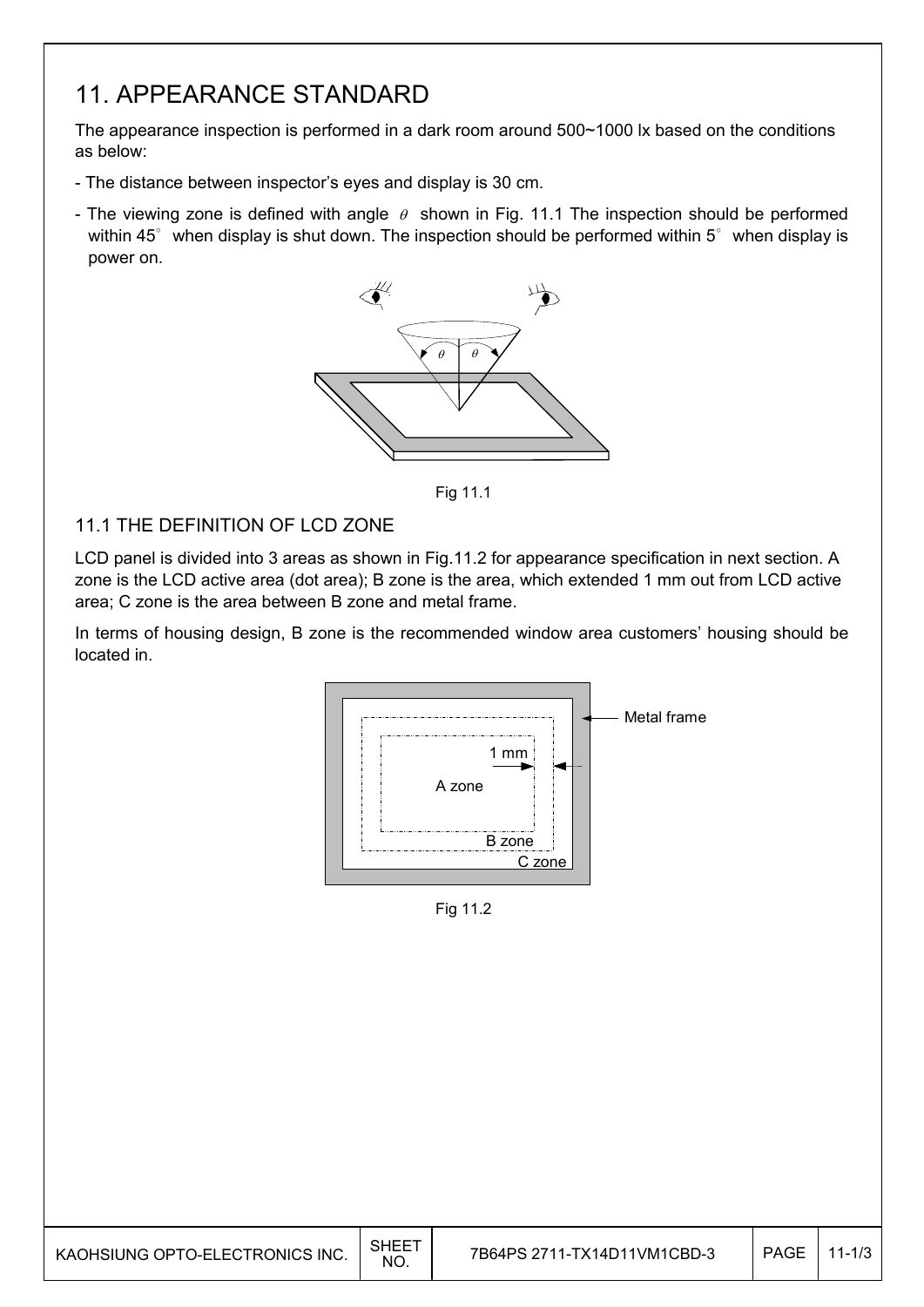# 11. APPEARANCE STANDARD

The appearance inspection is performed in a dark room around 500~1000 lx based on the conditions as below:

- The distance between inspector's eyes and display is 30 cm.
- The viewing zone is defined with angle $\theta$ shown in Fig. 11.1 The inspection should be performed within 45° when display is shut down. The inspection should be performed within 5° when display is power on.

Fig 11.1

## 11.1 THE DEFINITION OF LCD ZONE

LCD panel is divided into 3 areas as shown in Fig.11.2 for appearance specification in next section. A zone is the LCD active area (dot area); B zone is the area, which extended 1 mm out from LCD active area; C zone is the area between B zone and metal frame.

In terms of housing design, B zone is the recommended window area customers' housing should be located in.

Fig 11.2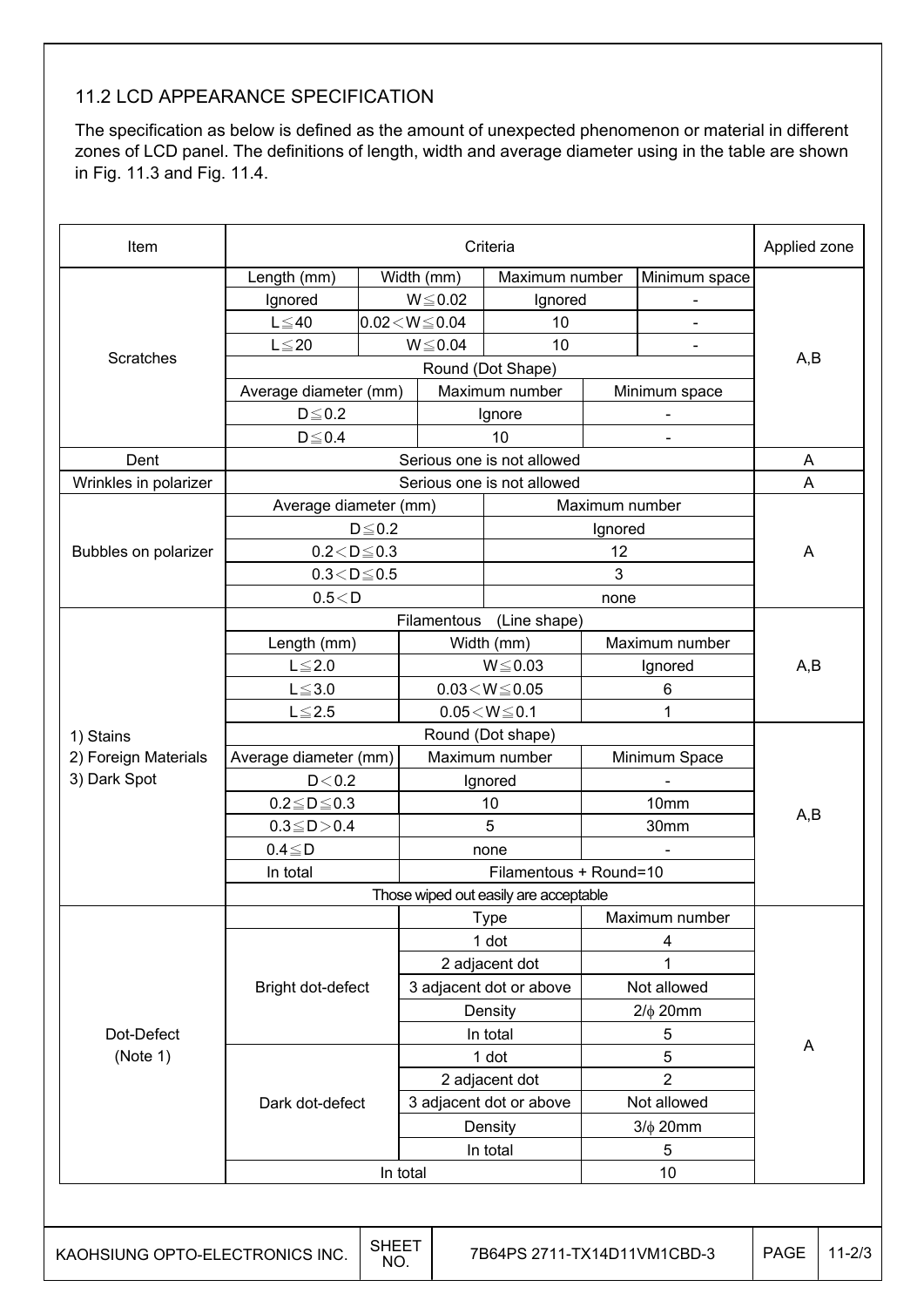## 11.2 LCD APPEARANCE SPECIFICATION

The specification as below is defined as the amount of unexpected phenomenon or material in different zones of LCD panel. The definitions of length, width and average diameter using in the table are shown in Fig. 11.3 and Fig. 11.4.

| Item | Criteria | | | | Applied zone |
|---|---|---|---|---|---|
| Scratches | Length (mm) | Width (mm) | Maximum number | Minimum space | A,B |
| | Ignored | W≦0.02 | Ignored | - | |
| | L≦40 | 0.02＜W≦0.04 | 10 | - | |
| | L≦20 | W≦0.04 | 10 | - | |
| | Round (Dot Shape) | | | | |
| | Average diameter (mm) | Maximum number | Minimum space | | |
| | D≦0.2 | Ignore | - | | |
| | D≦0.4 | 10 | - | | |
| Dent | Serious one is not allowed | | | | A |
| Wrinkles in polarizer | Serious one is not allowed | | | | A |
| Bubbles on polarizer | Average diameter (mm) | Maximum number | | | A |
| | D≦0.2 | Ignored | | | |
| | 0.2＜D≦0.3 | 12 | | | |
| | 0.3＜D≦0.5 | 3 | | | |
| | 0.5＜D | none | | | |
| 1) Stains<br>2) Foreign Materials<br>3) Dark Spot | Filamentous (Line shape) | | | | A,B |
| | Length (mm) | Width (mm) | Maximum number | | |
| | L≦2.0 | W≦0.03 | Ignored | | |
| | L≦3.0 | 0.03＜W≦0.05 | 6 | | |
| | L≦2.5 | 0.05＜W≦0.1 | 1 | | |
| | Round (Dot shape) | | | | A,B |
| | Average diameter (mm) | Maximum number | Minimum Space | | |
| | D＜0.2 | Ignored | - | | |
| | 0.2≦D≦0.3 | 10 | 10mm | | |
| | 0.3≦D＞0.4 | 5 | 30mm | | |
| | 0.4≦D | none | - | | |
| | In total | Filamentous + Round=10 | | | |
| | Those wiped out easily are acceptable | | | | |
| Dot-Defect (Note 1) | | Type | Maximum number | | A |
| | Bright dot-defect | 1 dot | 4 | | |
| | | 2 adjacent dot | 1 | | |
| | | 3 adjacent dot or above | Not allowed | | |
| | | Density | 2/ϕ 20mm | | |
| | | In total | 5 | | |
| | Dark dot-defect | 1 dot | 5 | | |
| | | 2 adjacent dot | 2 | | |
| | | 3 adjacent dot or above | Not allowed | | |
| | | Density | 3/ϕ 20mm | | |
| | | In total | 5 | | |
| | In total | | 10 | | |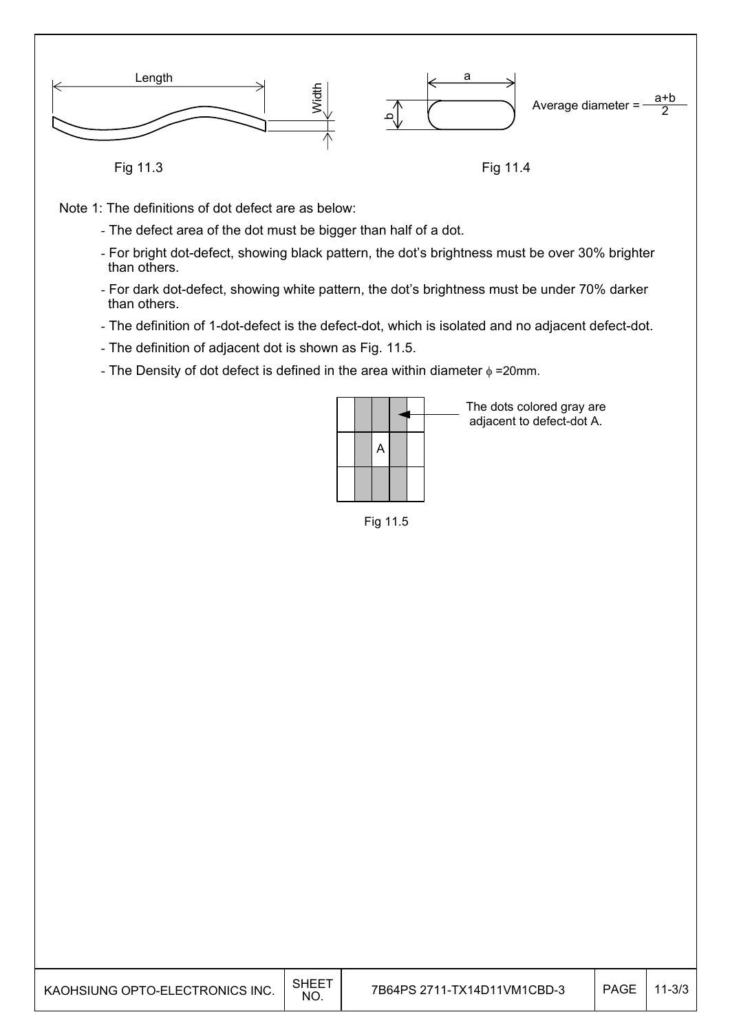Fig 11.3

Average diameter = $\frac{a+b}{2}$

Fig 11.4

Note 1: The definitions of dot defect are as below:

- The defect area of the dot must be bigger than half of a dot.
- For bright dot-defect, showing black pattern, the dot's brightness must be over 30% brighter than others.
- For dark dot-defect, showing white pattern, the dot's brightness must be under 70% darker than others.
- The definition of 1-dot-defect is the defect-dot, which is isolated and no adjacent defect-dot.
- The definition of adjacent dot is shown as Fig. 11.5.
- The Density of dot defect is defined in the area within diameter $\phi$ =20mm.

The dots colored gray are adjacent to defect-dot A.

Fig 11.5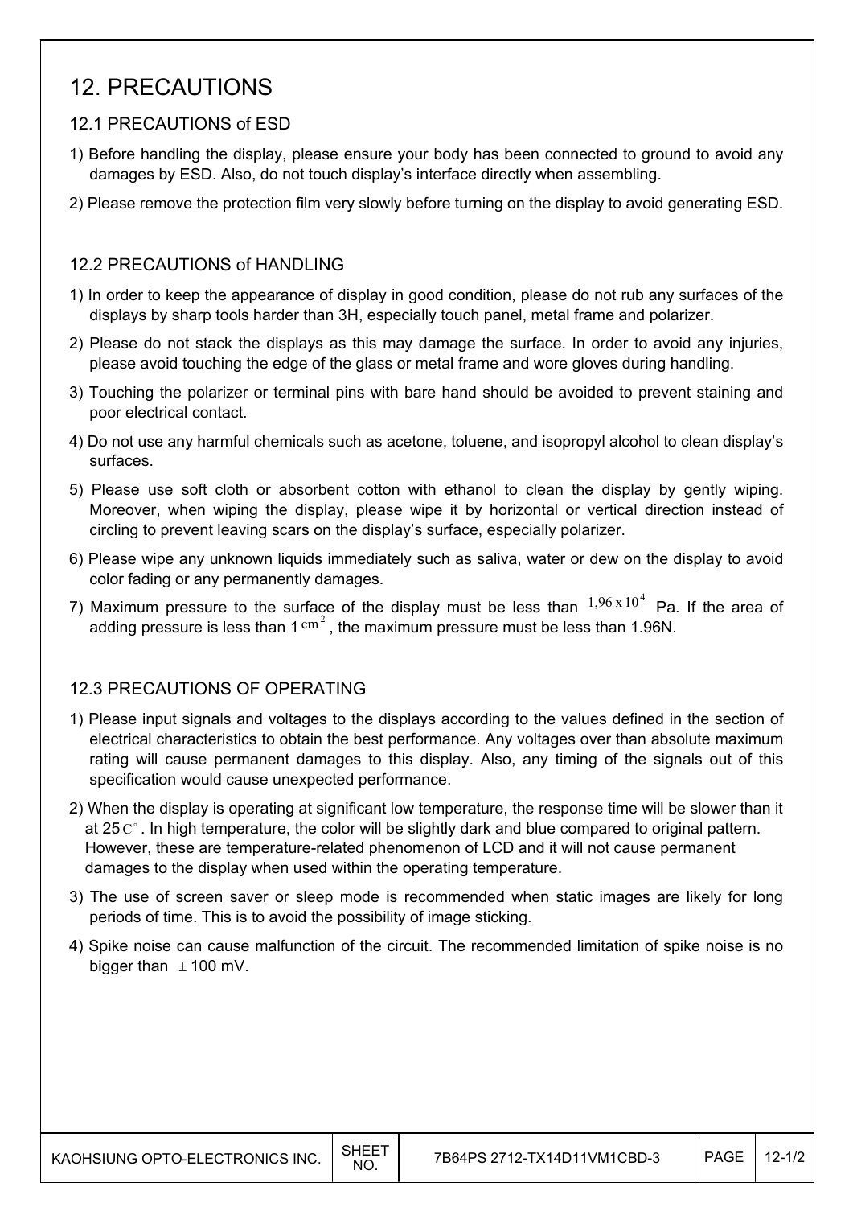# 12. PRECAUTIONS

## 12.1 PRECAUTIONS of ESD

1) Before handling the display, please ensure your body has been connected to ground to avoid any damages by ESD. Also, do not touch display's interface directly when assembling.
2) Please remove the protection film very slowly before turning on the display to avoid generating ESD.

## 12.2 PRECAUTIONS of HANDLING

1) In order to keep the appearance of display in good condition, please do not rub any surfaces of the displays by sharp tools harder than 3H, especially touch panel, metal frame and polarizer.
2) Please do not stack the displays as this may damage the surface. In order to avoid any injuries, please avoid touching the edge of the glass or metal frame and wore gloves during handling.
3) Touching the polarizer or terminal pins with bare hand should be avoided to prevent staining and poor electrical contact.
4) Do not use any harmful chemicals such as acetone, toluene, and isopropyl alcohol to clean display's surfaces.
5) Please use soft cloth or absorbent cotton with ethanol to clean the display by gently wiping. Moreover, when wiping the display, please wipe it by horizontal or vertical direction instead of circling to prevent leaving scars on the display's surface, especially polarizer.
6) Please wipe any unknown liquids immediately such as saliva, water or dew on the display to avoid color fading or any permanently damages.
7) Maximum pressure to the surface of the display must be less than $1{,}96 \times 10^4$ Pa. If the area of adding pressure is less than 1 $cm^2$, the maximum pressure must be less than 1.96N.

## 12.3 PRECAUTIONS OF OPERATING

1) Please input signals and voltages to the displays according to the values defined in the section of electrical characteristics to obtain the best performance. Any voltages over than absolute maximum rating will cause permanent damages to this display. Also, any timing of the signals out of this specification would cause unexpected performance.
2) When the display is operating at significant low temperature, the response time will be slower than it at 25 $C^{\circ}$. In high temperature, the color will be slightly dark and blue compared to original pattern. However, these are temperature-related phenomenon of LCD and it will not cause permanent damages to the display when used within the operating temperature.
3) The use of screen saver or sleep mode is recommended when static images are likely for long periods of time. This is to avoid the possibility of image sticking.
4) Spike noise can cause malfunction of the circuit. The recommended limitation of spike noise is no bigger than $\pm$ 100 mV.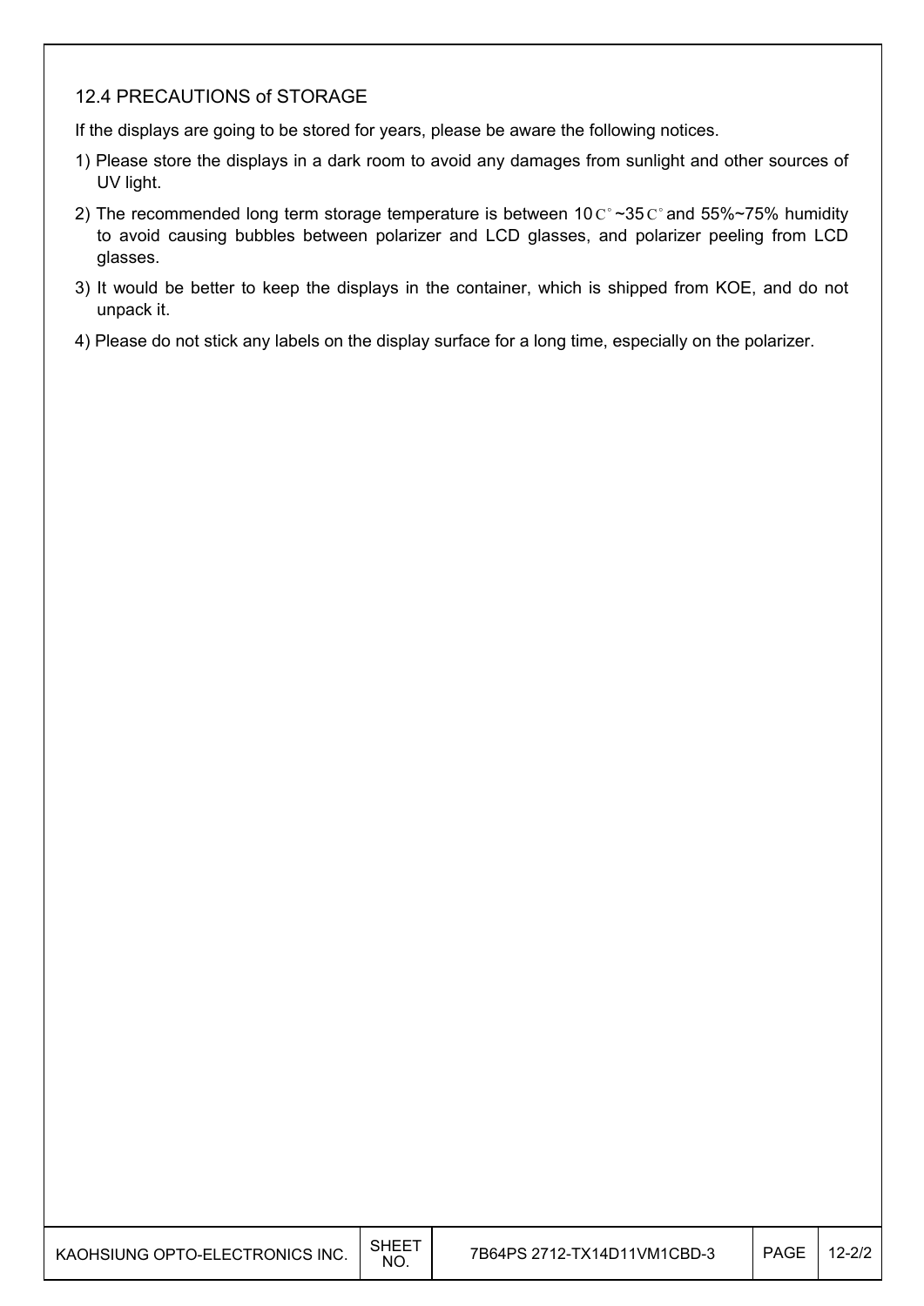### 12.4 PRECAUTIONS of STORAGE

If the displays are going to be stored for years, please be aware the following notices.

1) Please store the displays in a dark room to avoid any damages from sunlight and other sources of UV light.
2) The recommended long term storage temperature is between 10C°~35C° and 55%~75% humidity to avoid causing bubbles between polarizer and LCD glasses, and polarizer peeling from LCD glasses.
3) It would be better to keep the displays in the container, which is shipped from KOE, and do not unpack it.
4) Please do not stick any labels on the display surface for a long time, especially on the polarizer.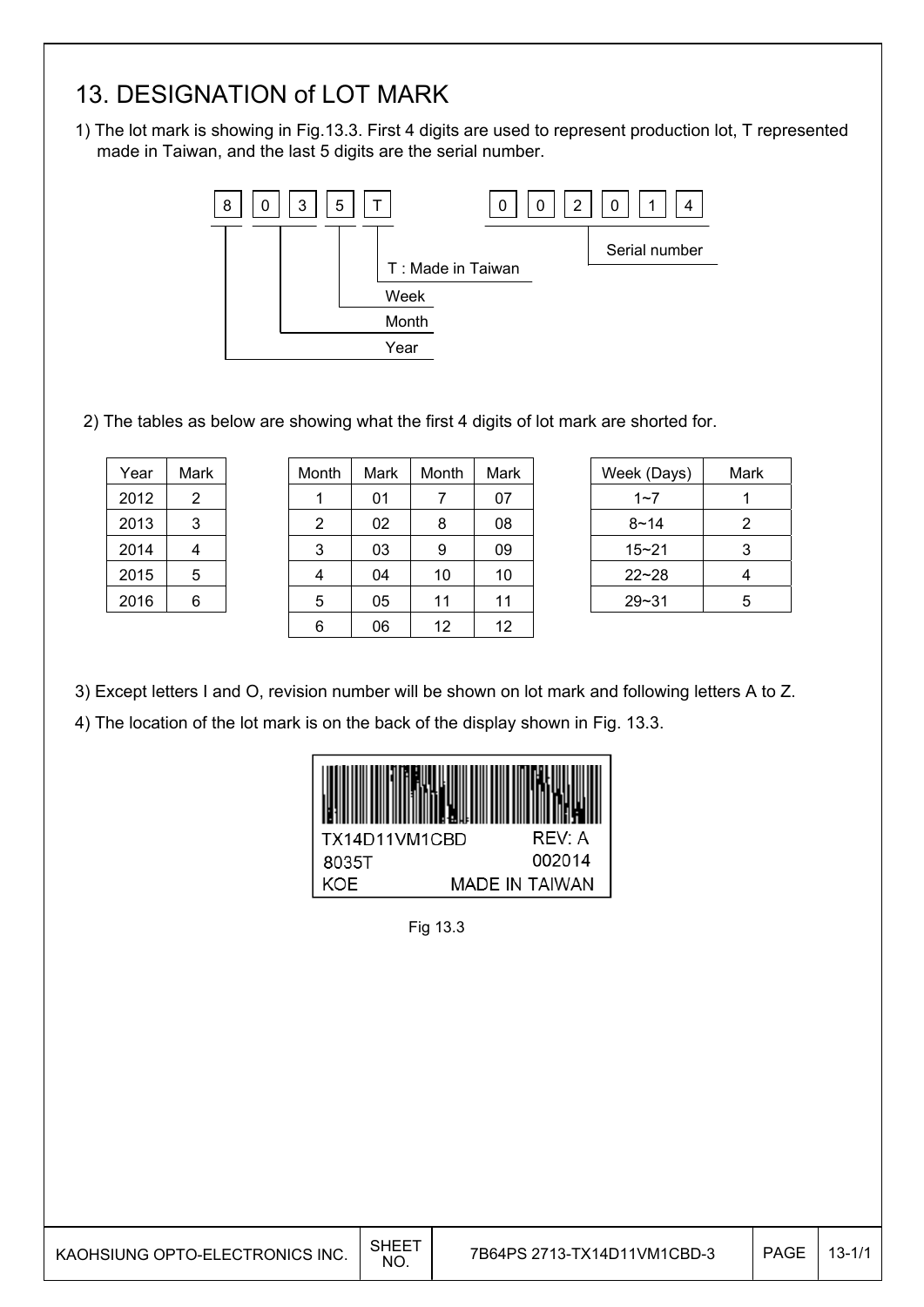# 13. DESIGNATION of LOT MARK

1) The lot mark is showing in Fig.13.3. First 4 digits are used to represent production lot, T represented made in Taiwan, and the last 5 digits are the serial number.

8 0 3 5 T    0 0 2 0 1 4

T : Made in Taiwan

Week

Month

Year

Serial number

2) The tables as below are showing what the first 4 digits of lot mark are shorted for.

| Year | Mark |
|---|---|
| 2012 | 2 |
| 2013 | 3 |
| 2014 | 4 |
| 2015 | 5 |
| 2016 | 6 |

| Month | Mark | Month | Mark |
|---|---|---|---|
| 1 | 01 | 7 | 07 |
| 2 | 02 | 8 | 08 |
| 3 | 03 | 9 | 09 |
| 4 | 04 | 10 | 10 |
| 5 | 05 | 11 | 11 |
| 6 | 06 | 12 | 12 |

| Week (Days) | Mark |
|---|---|
| 1~7 | 1 |
| 8~14 | 2 |
| 15~21 | 3 |
| 22~28 | 4 |
| 29~31 | 5 |

3) Except letters I and O, revision number will be shown on lot mark and following letters A to Z.

4) The location of the lot mark is on the back of the display shown in Fig. 13.3.

TX14D11VM1CBD REV: A

8035T 002014

KOE MADE IN TAIWAN

Fig 13.3